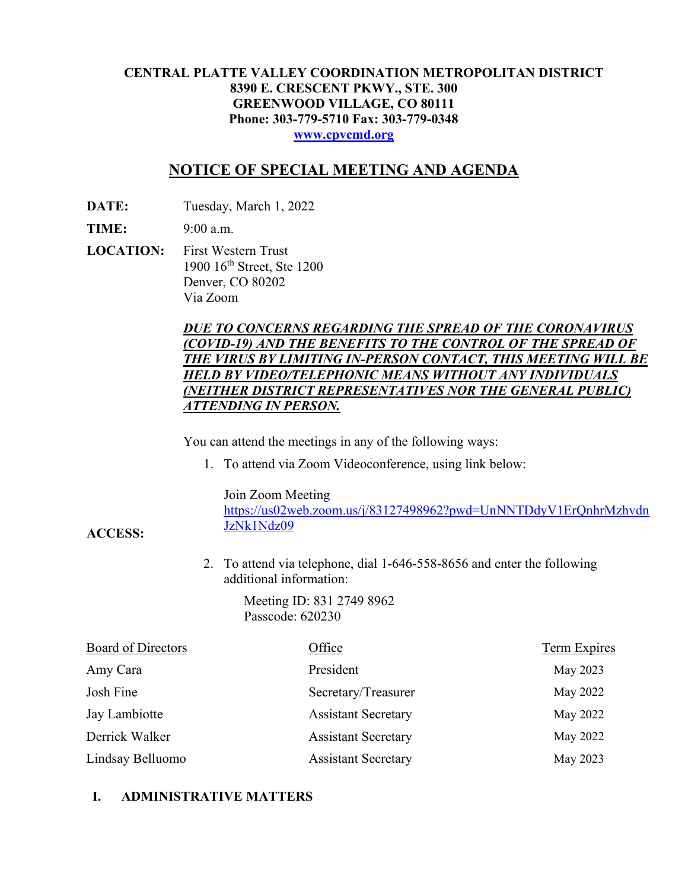**CENTRAL PLATTE VALLEY COORDINATION METROPOLITAN DISTRICT**
**8390 E. CRESCENT PKWY., STE. 300**
**GREENWOOD VILLAGE, CO 80111**
**Phone: 303-779-5710 Fax: 303-779-0348**
**[www.cpvcmd.org](http://www.cpvcmd.org)**

# NOTICE OF SPECIAL MEETING AND AGENDA

**DATE:** Tuesday, March 1, 2022

**TIME:** 9:00 a.m.

**LOCATION:** First Western Trust
1900 16th Street, Ste 1200
Denver, CO 80202
Via Zoom

***DUE TO CONCERNS REGARDING THE SPREAD OF THE CORONAVIRUS (COVID-19) AND THE BENEFITS TO THE CONTROL OF THE SPREAD OF THE VIRUS BY LIMITING IN-PERSON CONTACT, THIS MEETING WILL BE HELD BY VIDEO/TELEPHONIC MEANS WITHOUT ANY INDIVIDUALS (NEITHER DISTRICT REPRESENTATIVES NOR THE GENERAL PUBLIC) ATTENDING IN PERSON.***

**ACCESS:**

You can attend the meetings in any of the following ways:

1. To attend via Zoom Videoconference, using link below:

   Join Zoom Meeting
   https://us02web.zoom.us/j/83127498962?pwd=UnNNTDdyV1ErQnhrMzhvdnJzNk1Ndz09

2. To attend via telephone, dial 1-646-558-8656 and enter the following additional information:

   Meeting ID: 831 2749 8962
   Passcode: 620230

| Board of Directors | Office | Term Expires |
|---|---|---|
| Amy Cara | President | May 2023 |
| Josh Fine | Secretary/Treasurer | May 2022 |
| Jay Lambiotte | Assistant Secretary | May 2022 |
| Derrick Walker | Assistant Secretary | May 2022 |
| Lindsay Belluomo | Assistant Secretary | May 2023 |

## I. ADMINISTRATIVE MATTERS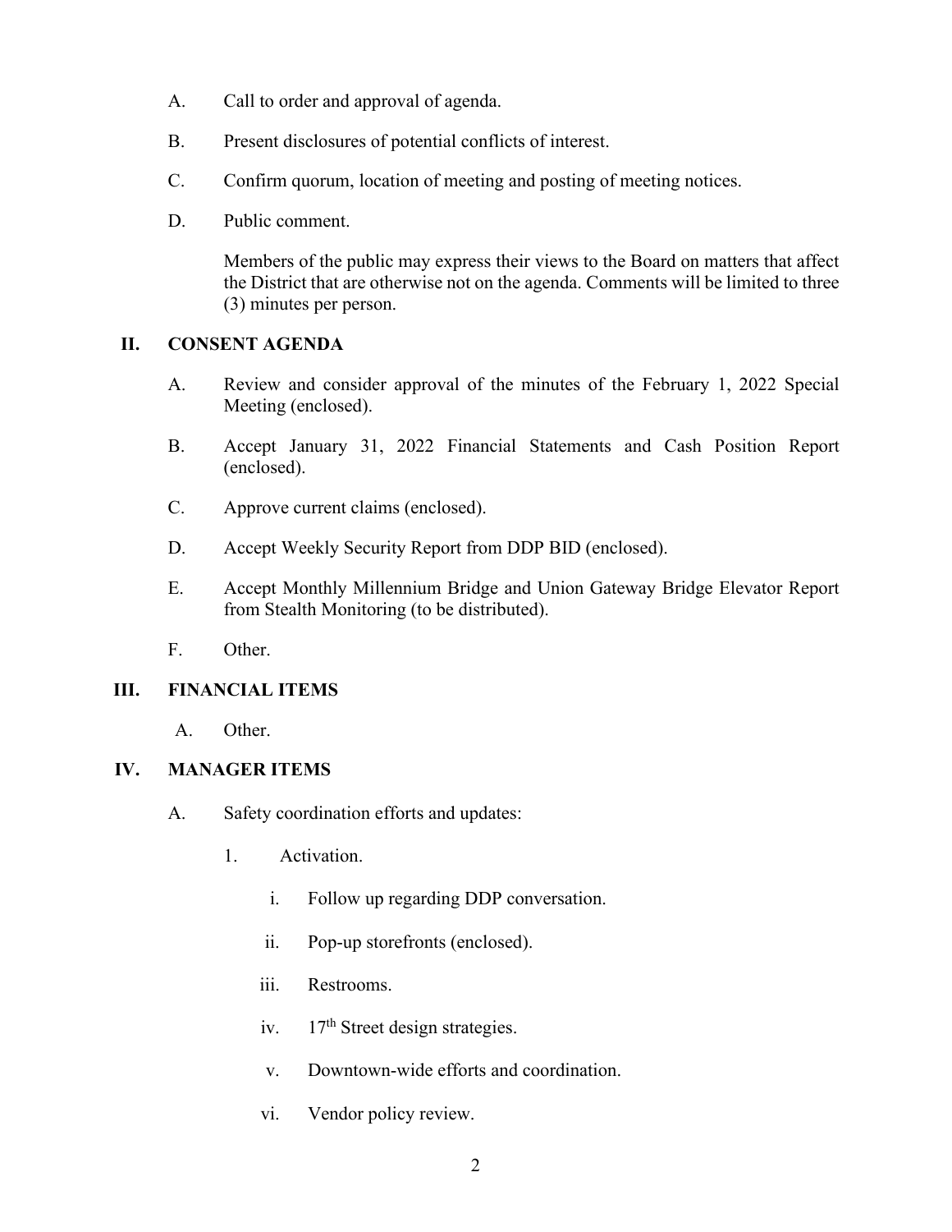A. Call to order and approval of agenda.

B. Present disclosures of potential conflicts of interest.

C. Confirm quorum, location of meeting and posting of meeting notices.

D. Public comment.

   Members of the public may express their views to the Board on matters that affect the District that are otherwise not on the agenda. Comments will be limited to three (3) minutes per person.

## II. CONSENT AGENDA

A. Review and consider approval of the minutes of the February 1, 2022 Special Meeting (enclosed).

B. Accept January 31, 2022 Financial Statements and Cash Position Report (enclosed).

C. Approve current claims (enclosed).

D. Accept Weekly Security Report from DDP BID (enclosed).

E. Accept Monthly Millennium Bridge and Union Gateway Bridge Elevator Report from Stealth Monitoring (to be distributed).

F. Other.

## III. FINANCIAL ITEMS

A. Other.

## IV. MANAGER ITEMS

A. Safety coordination efforts and updates:

   1. Activation.

      i. Follow up regarding DDP conversation.

      ii. Pop-up storefronts (enclosed).

      iii. Restrooms.

      iv. 17th Street design strategies.

      v. Downtown-wide efforts and coordination.

      vi. Vendor policy review.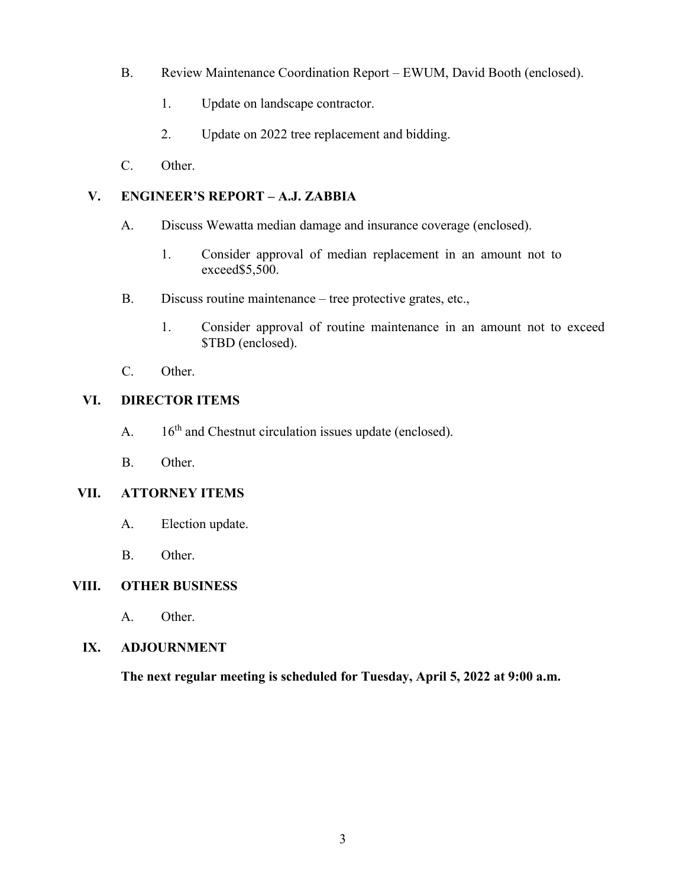B. Review Maintenance Coordination Report – EWUM, David Booth (enclosed).

1. Update on landscape contractor.

2. Update on 2022 tree replacement and bidding.

C. Other.

## V. ENGINEER'S REPORT – A.J. ZABBIA

A. Discuss Wewatta median damage and insurance coverage (enclosed).

1. Consider approval of median replacement in an amount not to exceed$5,500.

B. Discuss routine maintenance – tree protective grates, etc.,

1. Consider approval of routine maintenance in an amount not to exceed $TBD (enclosed).

C. Other.

## VI. DIRECTOR ITEMS

A. 16th and Chestnut circulation issues update (enclosed).

B. Other.

## VII. ATTORNEY ITEMS

A. Election update.

B. Other.

## VIII. OTHER BUSINESS

A. Other.

## IX. ADJOURNMENT

**The next regular meeting is scheduled for Tuesday, April 5, 2022 at 9:00 a.m.**